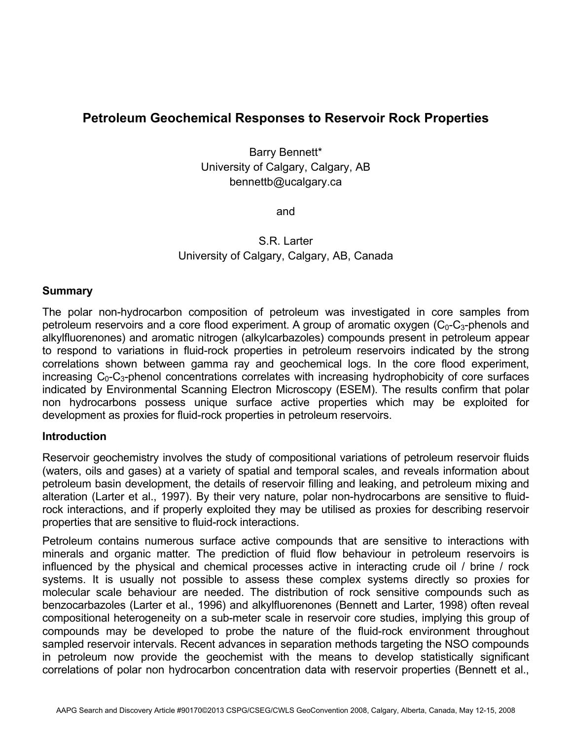# Petroleum Geochemical Responses to Reservoir Rock Properties

Barry Bennett*
University of Calgary, Calgary, AB
bennettb@ucalgary.ca

and

S.R. Larter
University of Calgary, Calgary, AB, Canada

## Summary

The polar non-hydrocarbon composition of petroleum was investigated in core samples from petroleum reservoirs and a core flood experiment. A group of aromatic oxygen ($C_0$-$C_3$-phenols and alkylfluorenones) and aromatic nitrogen (alkylcarbazoles) compounds present in petroleum appear to respond to variations in fluid-rock properties in petroleum reservoirs indicated by the strong correlations shown between gamma ray and geochemical logs. In the core flood experiment, increasing $C_0$-$C_3$-phenol concentrations correlates with increasing hydrophobicity of core surfaces indicated by Environmental Scanning Electron Microscopy (ESEM). The results confirm that polar non hydrocarbons possess unique surface active properties which may be exploited for development as proxies for fluid-rock properties in petroleum reservoirs.

## Introduction

Reservoir geochemistry involves the study of compositional variations of petroleum reservoir fluids (waters, oils and gases) at a variety of spatial and temporal scales, and reveals information about petroleum basin development, the details of reservoir filling and leaking, and petroleum mixing and alteration (Larter et al., 1997). By their very nature, polar non-hydrocarbons are sensitive to fluid-rock interactions, and if properly exploited they may be utilised as proxies for describing reservoir properties that are sensitive to fluid-rock interactions.

Petroleum contains numerous surface active compounds that are sensitive to interactions with minerals and organic matter. The prediction of fluid flow behaviour in petroleum reservoirs is influenced by the physical and chemical processes active in interacting crude oil / brine / rock systems. It is usually not possible to assess these complex systems directly so proxies for molecular scale behaviour are needed. The distribution of rock sensitive compounds such as benzocarbazoles (Larter et al., 1996) and alkylfluorenones (Bennett and Larter, 1998) often reveal compositional heterogeneity on a sub-meter scale in reservoir core studies, implying this group of compounds may be developed to probe the nature of the fluid-rock environment throughout sampled reservoir intervals. Recent advances in separation methods targeting the NSO compounds in petroleum now provide the geochemist with the means to develop statistically significant correlations of polar non hydrocarbon concentration data with reservoir properties (Bennett et al.,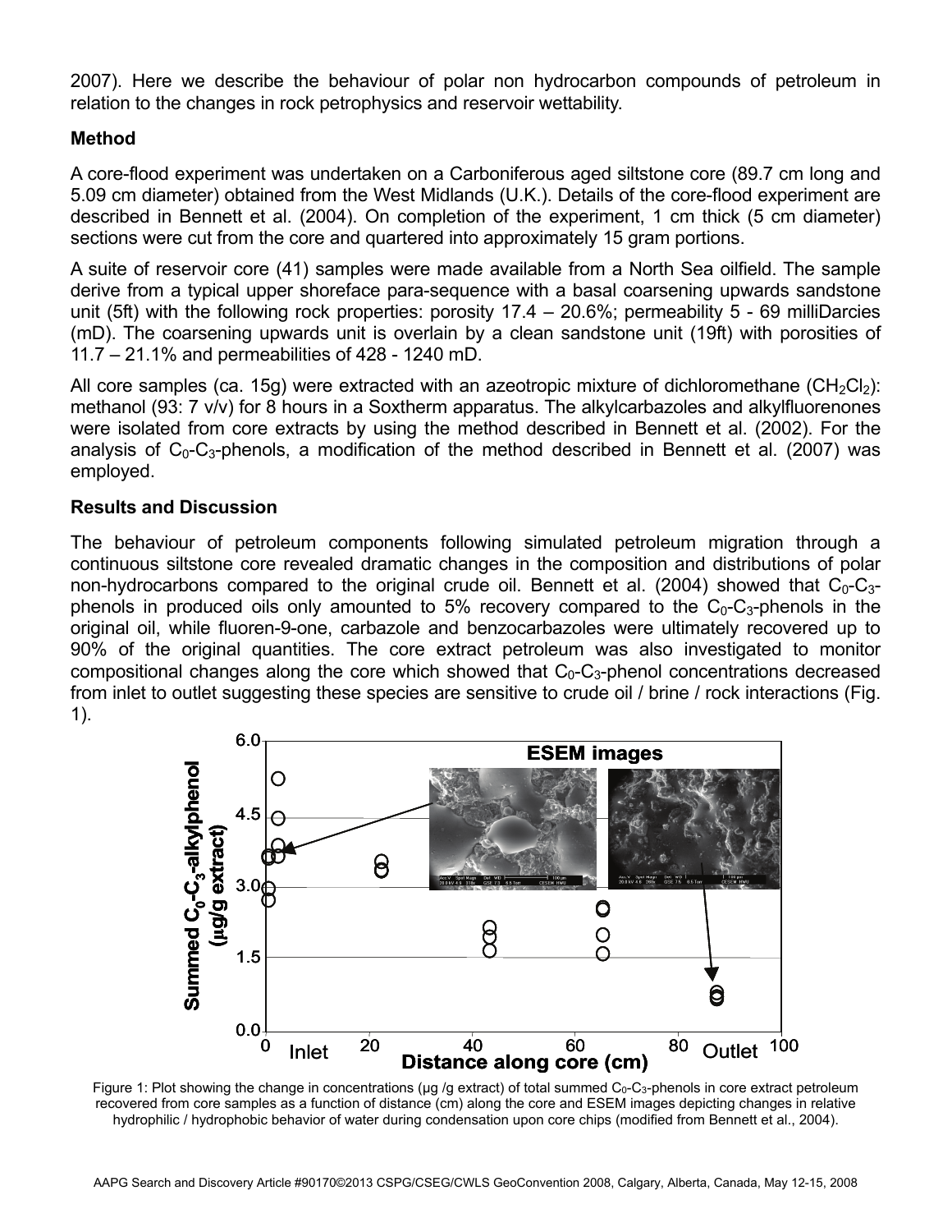2007). Here we describe the behaviour of polar non hydrocarbon compounds of petroleum in relation to the changes in rock petrophysics and reservoir wettability.

## Method

A core-flood experiment was undertaken on a Carboniferous aged siltstone core (89.7 cm long and 5.09 cm diameter) obtained from the West Midlands (U.K.). Details of the core-flood experiment are described in Bennett et al. (2004). On completion of the experiment, 1 cm thick (5 cm diameter) sections were cut from the core and quartered into approximately 15 gram portions.

A suite of reservoir core (41) samples were made available from a North Sea oilfield. The sample derive from a typical upper shoreface para-sequence with a basal coarsening upwards sandstone unit (5ft) with the following rock properties: porosity 17.4 – 20.6%; permeability 5 - 69 milliDarcies (mD). The coarsening upwards unit is overlain by a clean sandstone unit (19ft) with porosities of 11.7 – 21.1% and permeabilities of 428 - 1240 mD.

All core samples (ca. 15g) were extracted with an azeotropic mixture of dichloromethane ($CH_2Cl_2$): methanol (93: 7 v/v) for 8 hours in a Soxtherm apparatus. The alkylcarbazoles and alkylfluorenones were isolated from core extracts by using the method described in Bennett et al. (2002). For the analysis of $C_0$-$C_3$-phenols, a modification of the method described in Bennett et al. (2007) was employed.

## Results and Discussion

The behaviour of petroleum components following simulated petroleum migration through a continuous siltstone core revealed dramatic changes in the composition and distributions of polar non-hydrocarbons compared to the original crude oil. Bennett et al. (2004) showed that $C_0$-$C_3$-phenols in produced oils only amounted to 5% recovery compared to the $C_0$-$C_3$-phenols in the original oil, while fluoren-9-one, carbazole and benzocarbazoles was ultimately recovered up to 90% of the original quantities. The core extract petroleum was also investigated to monitor compositional changes along the core which showed that $C_0$-$C_3$-phenol concentrations decreased from inlet to outlet suggesting these species are sensitive to crude oil / brine / rock interactions (Fig. 1).

Figure 1: Plot showing the change in concentrations (µg /g extract) of total summed $C_0$-$C_3$-phenols in core extract petroleum recovered from core samples as a function of distance (cm) along the core and ESEM images depicting changes in relative hydrophilic / hydrophobic behavior of water during condensation upon core chips (modified from Bennett et al., 2004).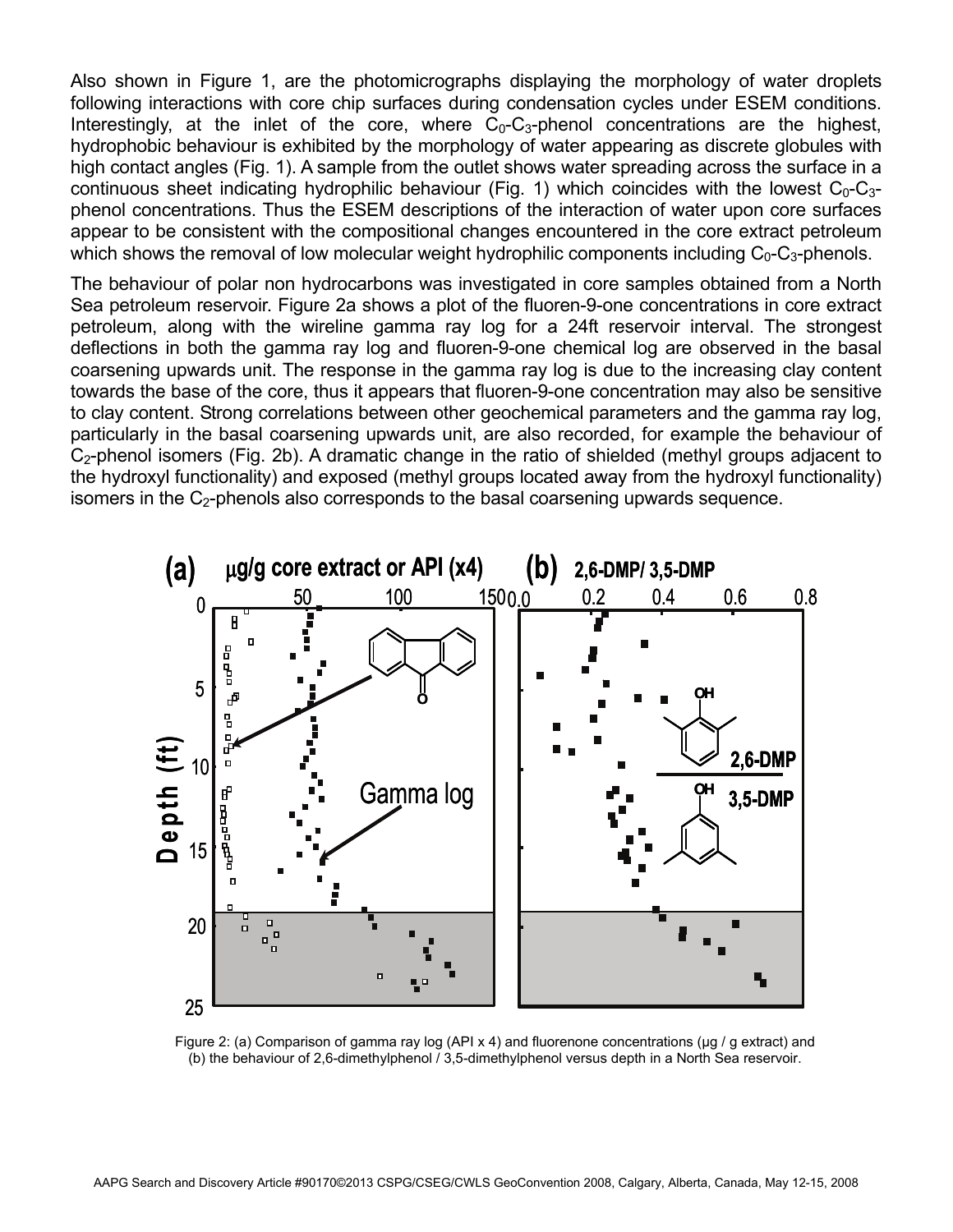Also shown in Figure 1, are the photomicrographs displaying the morphology of water droplets following interactions with core chip surfaces during condensation cycles under ESEM conditions. Interestingly, at the inlet of the core, where $C_0$-$C_3$-phenol concentrations are the highest, hydrophobic behaviour is exhibited by the morphology of water appearing as discrete globules with high contact angles (Fig. 1). A sample from the outlet shows water spreading across the surface in a continuous sheet indicating hydrophilic behaviour (Fig. 1) which coincides with the lowest $C_0$-$C_3$-phenol concentrations. Thus the ESEM descriptions of the interaction of water upon core surfaces appear to be consistent with the compositional changes encountered in the core extract petroleum which shows the removal of low molecular weight hydrophilic components including $C_0$-$C_3$-phenols.

The behaviour of polar non hydrocarbons was investigated in core samples obtained from a North Sea petroleum reservoir. Figure 2a shows a plot of the fluoren-9-one concentrations in core extract petroleum, along with the wireline gamma ray log for a 24ft reservoir interval. The strongest deflections in both the gamma ray log and fluoren-9-one chemical log are observed in the basal coarsening upwards unit. The response in the gamma ray log is due to the increasing clay content towards the base of the core, thus it appears that fluoren-9-one concentration may also be sensitive to clay content. Strong correlations between other geochemical parameters and the gamma ray log, particularly in the basal coarsening upwards unit, are also recorded, for example the behaviour of $C_2$-phenol isomers (Fig. 2b). A dramatic change in the ratio of shielded (methyl groups adjacent to the hydroxyl functionality) and exposed (methyl groups located away from the hydroxyl functionality) isomers in the $C_2$-phenols also corresponds to the basal coarsening upwards sequence.

Figure 2: (a) Comparison of gamma ray log (API x 4) and fluorenone concentrations (µg / g extract) and (b) the behaviour of 2,6-dimethylphenol / 3,5-dimethylphenol versus depth in a North Sea reservoir.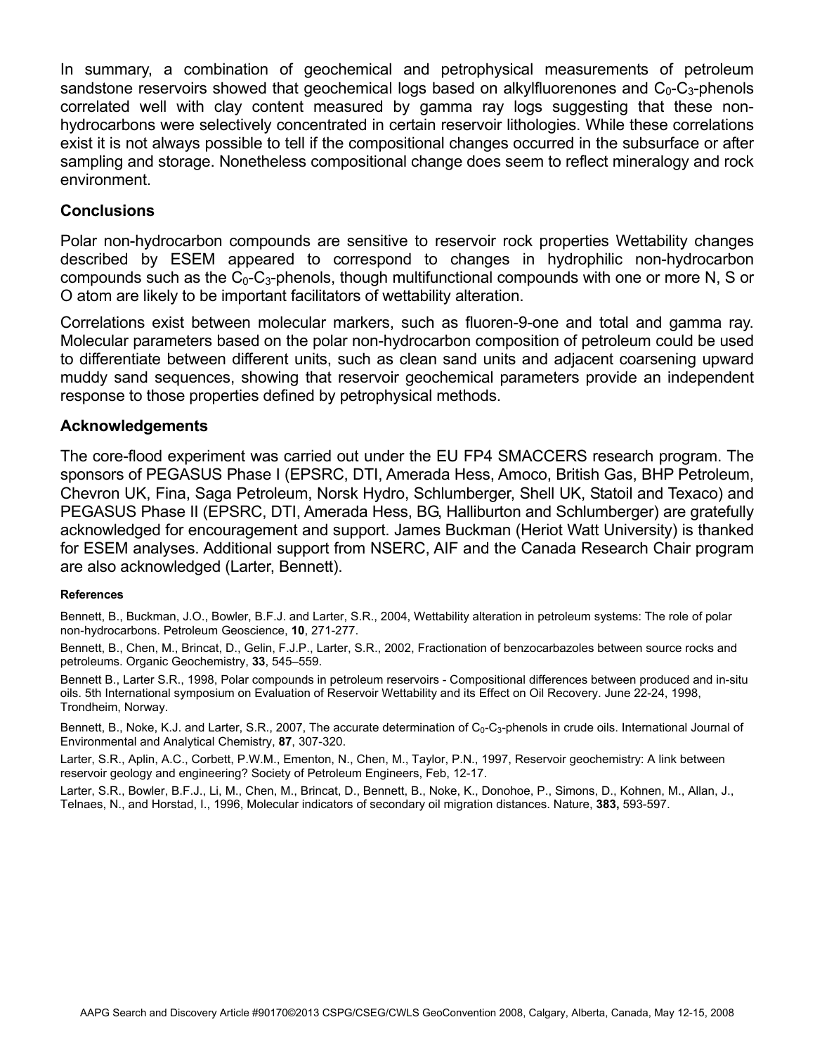In summary, a combination of geochemical and petrophysical measurements of petroleum sandstone reservoirs showed that geochemical logs based on alkylfluorenones and $C_0$-$C_3$-phenols correlated well with clay content measured by gamma ray logs suggesting that these non-hydrocarbons were selectively concentrated in certain reservoir lithologies. While these correlations exist it is not always possible to tell if the compositional changes occurred in the subsurface or after sampling and storage. Nonetheless compositional change does seem to reflect mineralogy and rock environment.

## Conclusions

Polar non-hydrocarbon compounds are sensitive to reservoir rock properties Wettability changes described by ESEM appeared to correspond to changes in hydrophilic non-hydrocarbon compounds such as the $C_0$-$C_3$-phenols, though multifunctional compounds with one or more N, S or O atom are likely to be important facilitators of wettability alteration.

Correlations exist between molecular markers, such as fluoren-9-one and total and gamma ray. Molecular parameters based on the polar non-hydrocarbon composition of petroleum could be used to differentiate between different units, such as clean sand units and adjacent coarsening upward muddy sand sequences, showing that reservoir geochemical parameters provide an independent response to those properties defined by petrophysical methods.

## Acknowledgements

The core-flood experiment was carried out under the EU FP4 SMACCERS research program. The sponsors of PEGASUS Phase I (EPSRC, DTI, Amerada Hess, Amoco, British Gas, BHP Petroleum, Chevron UK, Fina, Saga Petroleum, Norsk Hydro, Schlumberger, Shell UK, Statoil and Texaco) and PEGASUS Phase II (EPSRC, DTI, Amerada Hess, BG, Halliburton and Schlumberger) are gratefully acknowledged for encouragement and support. James Buckman (Heriot Watt University) is thanked for ESEM analyses. Additional support from NSERC, AIF and the Canada Research Chair program are also acknowledged (Larter, Bennett).

### References

Bennett, B., Buckman, J.O., Bowler, B.F.J. and Larter, S.R., 2004, Wettability alteration in petroleum systems: The role of polar non-hydrocarbons. Petroleum Geoscience, **10**, 271-277.

Bennett, B., Chen, M., Brincat, D., Gelin, F.J.P., Larter, S.R., 2002, Fractionation of benzocarbazoles between source rocks and petroleums. Organic Geochemistry, **33**, 545–559.

Bennett B., Larter S.R., 1998, Polar compounds in petroleum reservoirs - Compositional differences between produced and in-situ oils. 5th International symposium on Evaluation of Reservoir Wettability and its Effect on Oil Recovery. June 22-24, 1998, Trondheim, Norway.

Bennett, B., Noke, K.J. and Larter, S.R., 2007, The accurate determination of $C_0$-$C_3$-phenols in crude oils. International Journal of Environmental and Analytical Chemistry, **87**, 307-320.

Larter, S.R., Aplin, A.C., Corbett, P.W.M., Ementon, N., Chen, M., Taylor, P.N., 1997, Reservoir geochemistry: A link between reservoir geology and engineering? Society of Petroleum Engineers, Feb, 12-17.

Larter, S.R., Bowler, B.F.J., Li, M., Chen, M., Brincat, D., Bennett, B., Noke, K., Donohoe, P., Simons, D., Kohnen, M., Allan, J., Telnaes, N., and Horstad, I., 1996, Molecular indicators of secondary oil migration distances. Nature, **383,** 593-597.